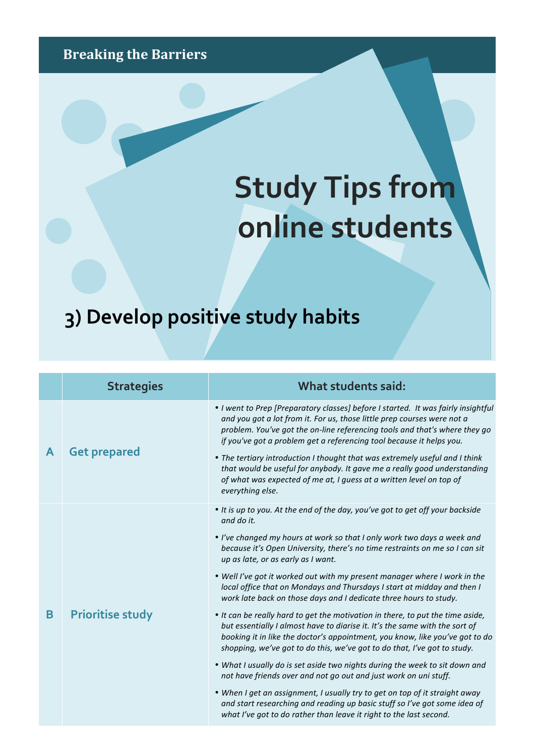Breaking the Barriers

# Study Tips from online students

## 3) Develop positive study habits

| | Strategies | What students said: |
|---|---|---|
| **A** | **Get prepared** | • *I went to Prep [Preparatory classes] before I started. It was fairly insightful and you got a lot from it. For us, those little prep courses were not a problem. You've got the on-line referencing tools and that's where they go if you've got a problem get a referencing tool because it helps you.* <br> • *The tertiary introduction I thought that was extremely useful and I think that would be useful for anybody. It gave me a really good understanding of what was expected of me at, I guess at a written level on top of everything else.* |
| **B** | **Prioritise study** | • *It is up to you. At the end of the day, you've got to get off your backside and do it.* <br> • *I've changed my hours at work so that I only work two days a week and because it's Open University, there's no time restraints on me so I can sit up as late, or as early as I want.* <br> • *Well I've got it worked out with my present manager where I work in the local office that on Mondays and Thursdays I start at midday and then I work late back on those days and I dedicate three hours to study.* <br> • *It can be really hard to get the motivation in there, to put the time aside, but essentially I almost have to diarise it. It's the same with the sort of booking it in like the doctor's appointment, you know, like you've got to do shopping, we've got to do this, we've got to do that, I've got to study.* <br> • *What I usually do is set aside two nights during the week to sit down and not have friends over and not go out and just work on uni stuff.* <br> • *When I get an assignment, I usually try to get on top of it straight away and start researching and reading up basic stuff so I've got some idea of what I've got to do rather than leave it right to the last second.* |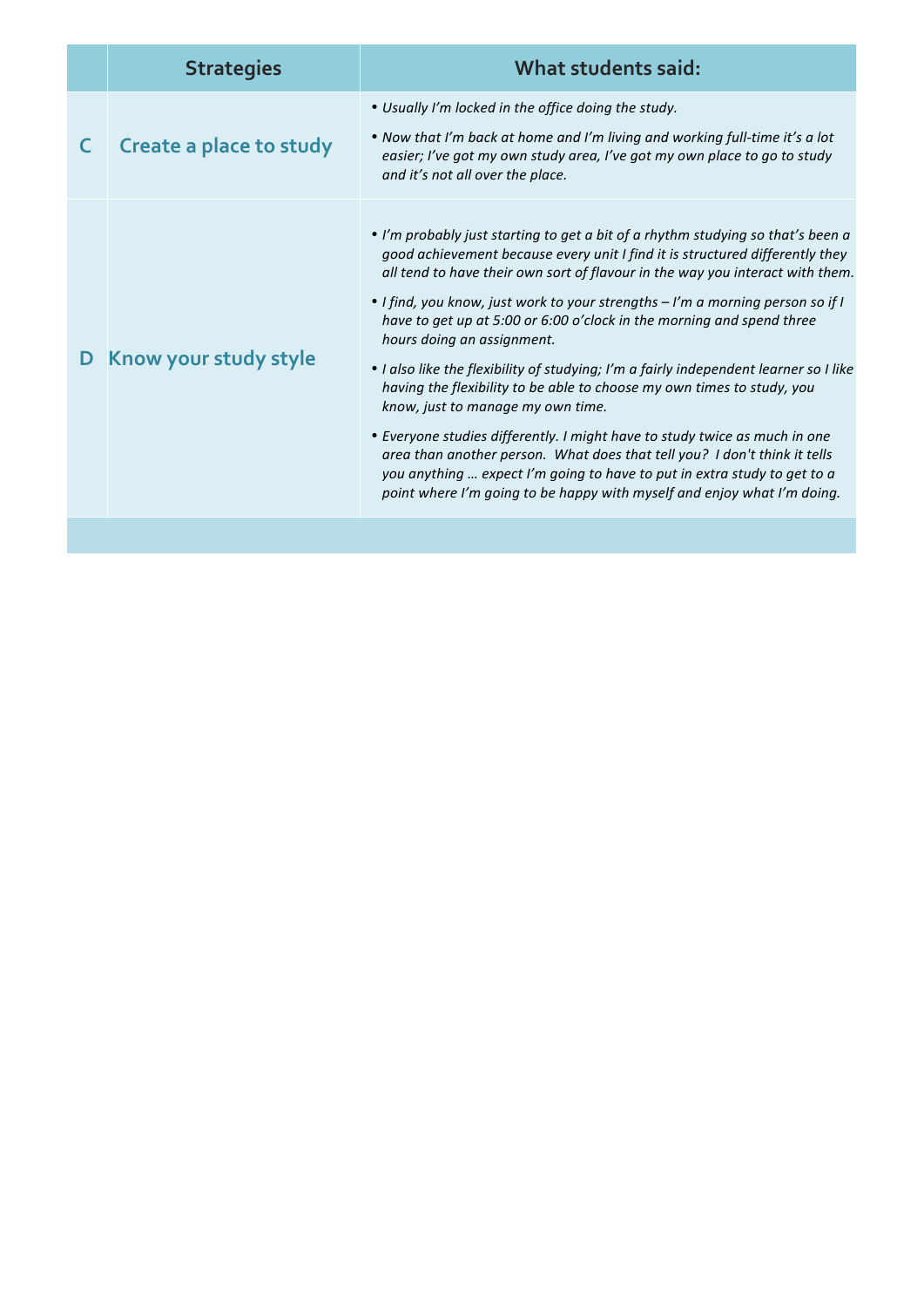| | Strategies | What students said: |
|---|---|---|
| C | Create a place to study | • *Usually I'm locked in the office doing the study.* <br> • *Now that I'm back at home and I'm living and working full-time it's a lot easier; I've got my own study area, I've got my own place to go to study and it's not all over the place.* |
| D | Know your study style | • *I'm probably just starting to get a bit of a rhythm studying so that's been a good achievement because every unit I find it is structured differently they all tend to have their own sort of flavour in the way you interact with them.* <br> • *I find, you know, just work to your strengths – I'm a morning person so if I have to get up at 5:00 or 6:00 o'clock in the morning and spend three hours doing an assignment.* <br> • *I also like the flexibility of studying; I'm a fairly independent learner so I like having the flexibility to be able to choose my own times to study, you know, just to manage my own time.* <br> • *Everyone studies differently. I might have to study twice as much in one area than another person. What does that tell you? I don't think it tells you anything … expect I'm going to have to put in extra study to get to a point where I'm going to be happy with myself and enjoy what I'm doing.* |